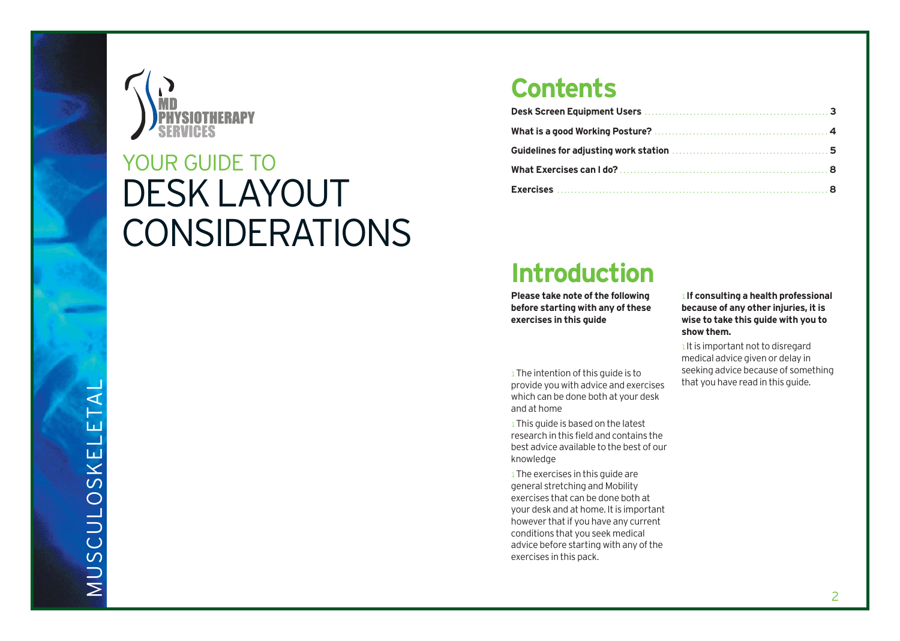MD PHYSIOTHERAPY SERVICES

YOUR GUIDE TO
# DESK LAYOUT CONSIDERATIONS

MUSCULOSKELETAL

## Contents

| | |
|---|---|
| **Desk Screen Equipment Users** | **3** |
| **What is a good Working Posture?** | **4** |
| **Guidelines for adjusting work station** | **5** |
| **What Exercises can I do?** | **8** |
| **Exercises** | **8** |

## Introduction

**Please take note of the following before starting with any of these exercises in this guide**

- The intention of this guide is to provide you with advice and exercises which can be done both at your desk and at home
- This guide is based on the latest research in this field and contains the best advice available to the best of our knowledge
- The exercises in this guide are general stretching and Mobility exercises that can be done both at your desk and at home. It is important however that if you have any current conditions that you seek medical advice before starting with any of the exercises in this pack.
- **If consulting a health professional because of any other injuries, it is wise to take this guide with you to show them.**
- It is important not to disregard medical advice given or delay in seeking advice because of something that you have read in this guide.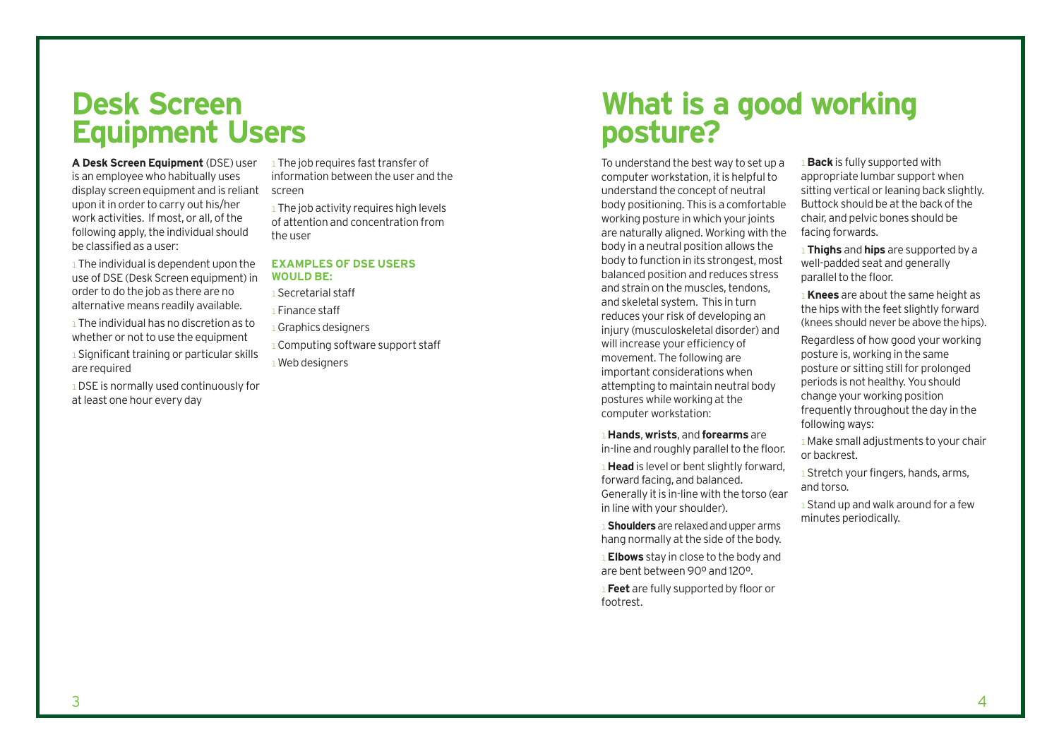# Desk Screen Equipment Users

**A Desk Screen Equipment** (DSE) user is an employee who habitually uses display screen equipment and is reliant upon it in order to carry out his/her work activities. If most, or all, of the following apply, the individual should be classified as a user:

- The individual is dependent upon the use of DSE (Desk Screen equipment) in order to do the job as there are no alternative means readily available.
- The individual has no discretion as to whether or not to use the equipment
- Significant training or particular skills are required
- DSE is normally used continuously for at least one hour every day
- The job requires fast transfer of information between the user and the screen
- The job activity requires high levels of attention and concentration from the user

### EXAMPLES OF DSE USERS WOULD BE:

- Secretarial staff
- Finance staff
- Graphics designers
- Computing software support staff
- Web designers

# What is a good working posture?

To understand the best way to set up a computer workstation, it is helpful to understand the concept of neutral body positioning. This is a comfortable working posture in which your joints are naturally aligned. Working with the body in a neutral position allows the body to function in its strongest, most balanced position and reduces stress and strain on the muscles, tendons, and skeletal system. This in turn reduces your risk of developing an injury (musculoskeletal disorder) and will increase your efficiency of movement. The following are important considerations when attempting to maintain neutral body postures while working at the computer workstation:

- **Hands**, **wrists**, and **forearms** are in-line and roughly parallel to the floor.
- **Head** is level or bent slightly forward, forward facing, and balanced. Generally it is in-line with the torso (ear in line with your shoulder).
- **Shoulders** are relaxed and upper arms hang normally at the side of the body.
- **Elbows** stay in close to the body and are bent between 90º and 120º.
- **Feet** are fully supported by floor or footrest.
- **Back** is fully supported with appropriate lumbar support when sitting vertical or leaning back slightly. Buttock should be at the back of the chair, and pelvic bones should be facing forwards.
- **Thighs** and **hips** are supported by a well-padded seat and generally parallel to the floor.
- **Knees** are about the same height as the hips with the feet slightly forward (knees should never be above the hips).

Regardless of how good your working posture is, working in the same posture or sitting still for prolonged periods is not healthy. You should change your working position frequently throughout the day in the following ways:

- Make small adjustments to your chair or backrest.
- Stretch your fingers, hands, arms, and torso.
- Stand up and walk around for a few minutes periodically.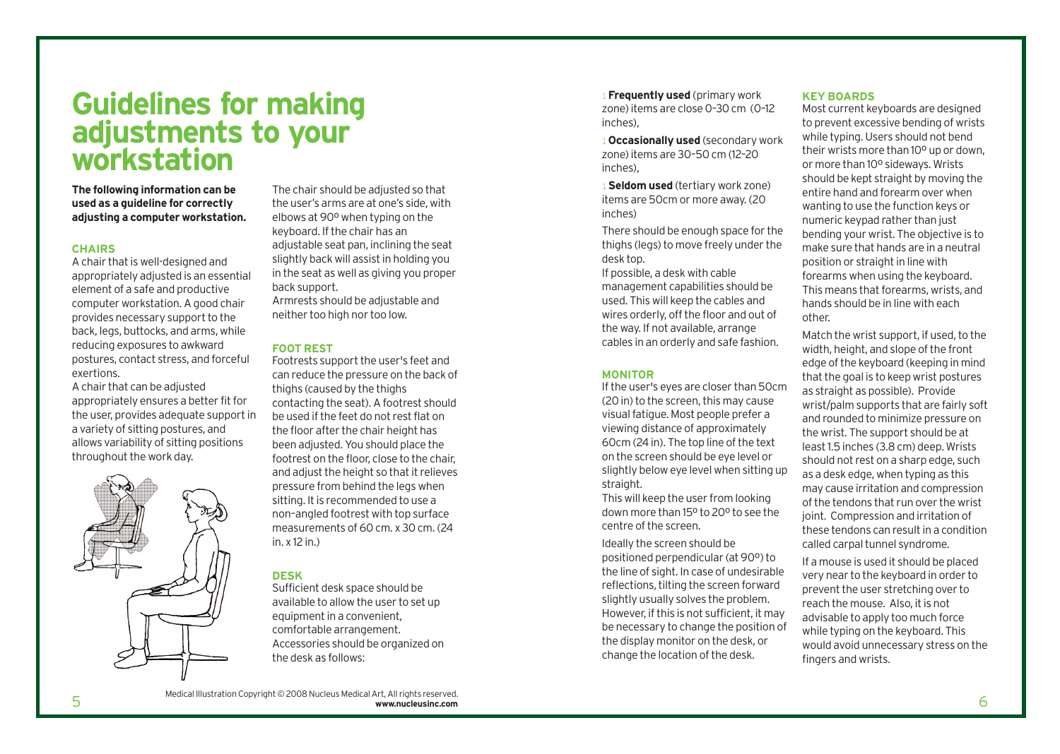# Guidelines for making adjustments to your workstation

**The following information can be used as a guideline for correctly adjusting a computer workstation.**

### CHAIRS

A chair that is well-designed and appropriately adjusted is an essential element of a safe and productive computer workstation. A good chair provides necessary support to the back, legs, buttocks, and arms, while reducing exposures to awkward postures, contact stress, and forceful exertions.

A chair that can be adjusted appropriately ensures a better fit for the user, provides adequate support in a variety of sitting postures, and allows variability of sitting positions throughout the work day.

Medical Illustration Copyright © 2008 Nucleus Medical Art, All rights reserved. **www.nucleusinc.com**

The chair should be adjusted so that the user's arms are at one's side, with elbows at 90º when typing on the keyboard. If the chair has an adjustable seat pan, inclining the seat slightly back will assist in holding you in the seat as well as giving you proper back support.

Armrests should be adjustable and neither too high nor too low.

### FOOT REST

Footrests support the user's feet and can reduce the pressure on the back of thighs (caused by the thighs contacting the seat). A footrest should be used if the feet do not rest flat on the floor after the chair height has been adjusted. You should place the footrest on the floor, close to the chair, and adjust the height so that it relieves pressure from behind the legs when sitting. It is recommended to use a non-angled footrest with top surface measurements of 60 cm. x 30 cm. (24 in. x 12 in.)

### DESK

Sufficient desk space should be available to allow the user to set up equipment in a convenient, comfortable arrangement. Accessories should be organized on the desk as follows:

- **Frequently used** (primary work zone) items are close 0-30 cm (0-12 inches),
- **Occasionally used** (secondary work zone) items are 30-50 cm (12-20 inches),
- **Seldom used** (tertiary work zone) items are 50cm or more away. (20 inches)

There should be enough space for the thighs (legs) to move freely under the desk top.

If possible, a desk with cable management capabilities should be used. This will keep the cables and wires orderly, off the floor and out of the way. If not available, arrange cables in an orderly and safe fashion.

### MONITOR

If the user's eyes are closer than 50cm (20 in) to the screen, this may cause visual fatigue. Most people prefer a viewing distance of approximately 60cm (24 in). The top line of the text on the screen should be eye level or slightly below eye level when sitting up straight.

This will keep the user from looking down more than 15º to 20º to see the centre of the screen.

Ideally the screen should be positioned perpendicular (at 90º) to the line of sight. In case of undesirable reflections, tilting the screen forward slightly usually solves the problem. However, if this is not sufficient, it may be necessary to change the position of the display monitor on the desk, or change the location of the desk.

### KEY BOARDS

Most current keyboards are designed to prevent excessive bending of wrists while typing. Users should not bend their wrists more than 10º up or down, or more than 10º sideways. Wrists should be kept straight by moving the entire hand and forearm over when wanting to use the function keys or numeric keypad rather than just bending your wrist. The objective is to make sure that hands are in a neutral position or straight in line with forearms when using the keyboard. This means that forearms, wrists, and hands should be in line with each other.

Match the wrist support, if used, to the width, height, and slope of the front edge of the keyboard (keeping in mind that the goal is to keep wrist postures as straight as possible). Provide wrist/palm supports that are fairly soft and rounded to minimize pressure on the wrist. The support should be at least 1.5 inches (3.8 cm) deep. Wrists should not rest on a sharp edge, such as a desk edge, when typing as this may cause irritation and compression of the tendons that run over the wrist joint. Compression and irritation of these tendons can result in a condition called carpal tunnel syndrome.

If a mouse is used it should be placed very near to the keyboard in order to prevent the user stretching over to reach the mouse. Also, it is not advisable to apply too much force while typing on the keyboard. This would avoid unnecessary stress on the fingers and wrists.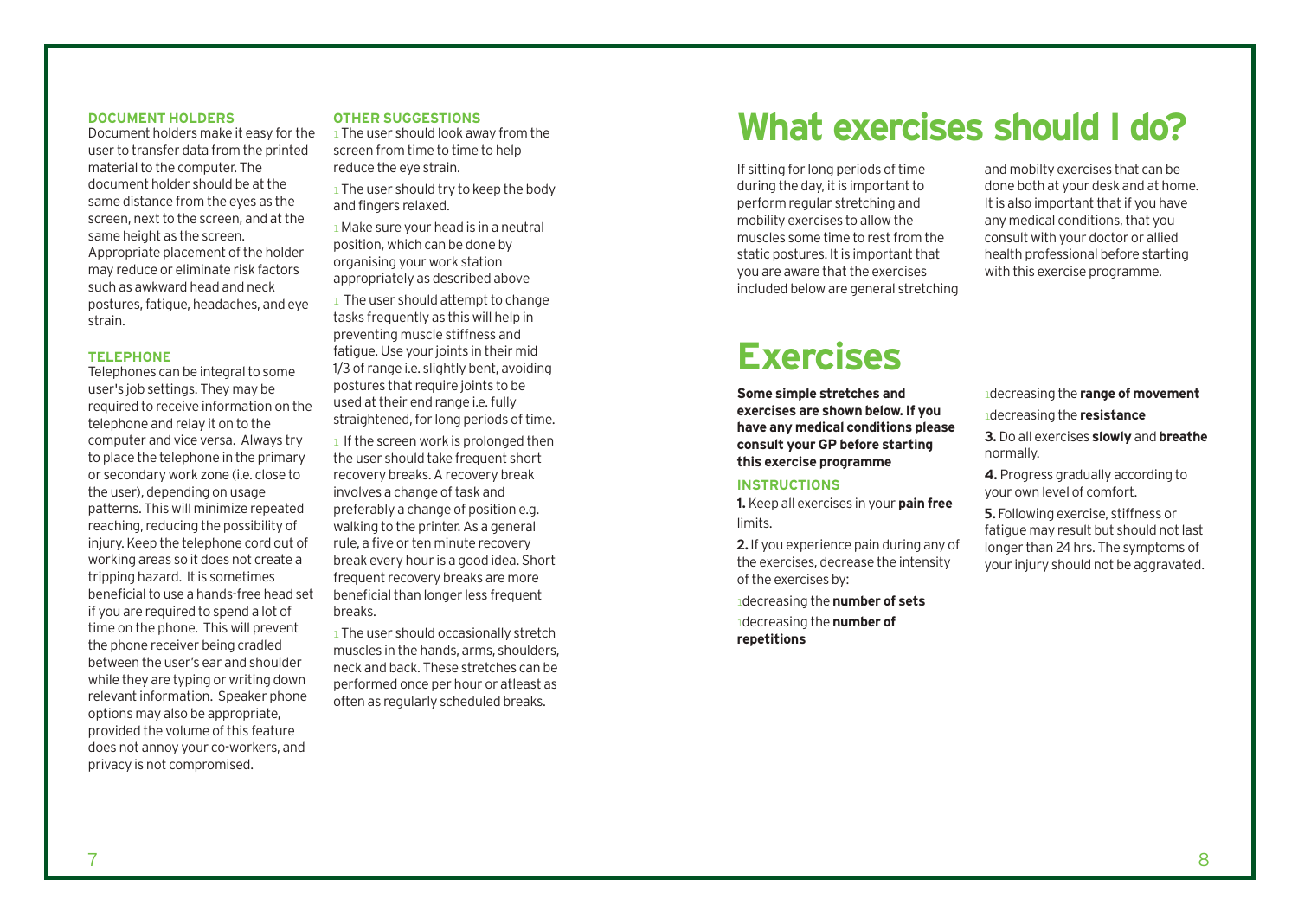### DOCUMENT HOLDERS

Document holders make it easy for the user to transfer data from the printed material to the computer. The document holder should be at the same distance from the eyes as the screen, next to the screen, and at the same height as the screen. Appropriate placement of the holder may reduce or eliminate risk factors such as awkward head and neck postures, fatigue, headaches, and eye strain.

### TELEPHONE

Telephones can be integral to some user's job settings. They may be required to receive information on the telephone and relay it on to the computer and vice versa. Always try to place the telephone in the primary or secondary work zone (i.e. close to the user), depending on usage patterns. This will minimize repeated reaching, reducing the possibility of injury. Keep the telephone cord out of working areas so it does not create a tripping hazard. It is sometimes beneficial to use a hands-free head set if you are required to spend a lot of time on the phone. This will prevent the phone receiver being cradled between the user's ear and shoulder while they are typing or writing down relevant information. Speaker phone options may also be appropriate, provided the volume of this feature does not annoy your co-workers, and privacy is not compromised.

### OTHER SUGGESTIONS

- The user should look away from the screen from time to time to help reduce the eye strain.
- The user should try to keep the body and fingers relaxed.
- Make sure your head is in a neutral position, which can be done by organising your work station appropriately as described above
- The user should attempt to change tasks frequently as this will help in preventing muscle stiffness and fatigue. Use your joints in their mid 1/3 of range i.e. slightly bent, avoiding postures that require joints to be used at their end range i.e. fully straightened, for long periods of time.
- If the screen work is prolonged then the user should take frequent short recovery breaks. A recovery break involves a change of task and preferably a change of position e.g. walking to the printer. As a general rule, a five or ten minute recovery break every hour is a good idea. Short frequent recovery breaks are more beneficial than longer less frequent breaks.
- The user should occasionally stretch muscles in the hands, arms, shoulders, neck and back. These stretches can be performed once per hour or atleast as often as regularly scheduled breaks.

# What exercises should I do?

If sitting for long periods of time during the day, it is important to perform regular stretching and mobility exercises to allow the muscles some time to rest from the static postures. It is important that you are aware that the exercises included below are general stretching and mobilty exercises that can be done both at your desk and at home. It is also important that if you have any medical conditions, that you consult with your doctor or allied health professional before starting with this exercise programme.

# Exercises

**Some simple stretches and exercises are shown below. If you have any medical conditions please consult your GP before starting this exercise programme**

### INSTRUCTIONS

**1.** Keep all exercises in your **pain free** limits.

**2.** If you experience pain during any of the exercises, decrease the intensity of the exercises by:

- decreasing the **number of sets**
- decreasing the **number of repetitions**
- decreasing the **range of movement**
- decreasing the **resistance**

**3.** Do all exercises **slowly** and **breathe** normally.

**4.** Progress gradually according to your own level of comfort.

**5.** Following exercise, stiffness or fatigue may result but should not last longer than 24 hrs. The symptoms of your injury should not be aggravated.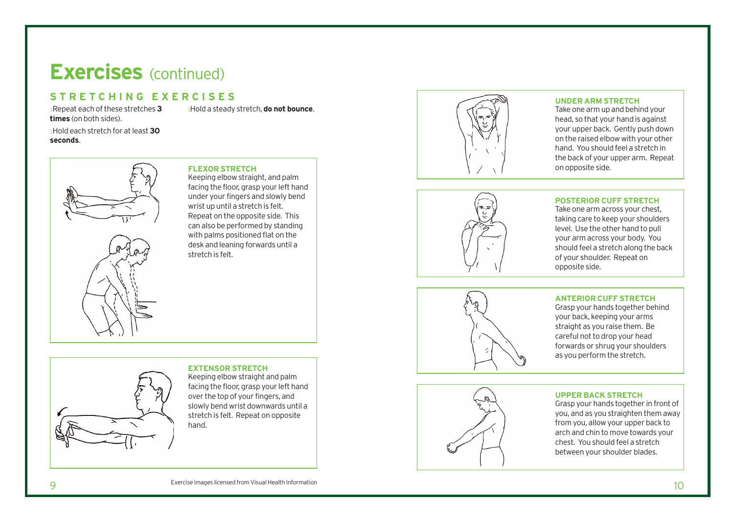# Exercises (continued)

## STRETCHING EXERCISES

- Repeat each of these stretches **3 times** (on both sides).
- Hold each stretch for at least **30 seconds**.
- Hold a steady stretch, **do not bounce**.

### FLEXOR STRETCH

Keeping elbow straight, and palm facing the floor, grasp your left hand under your fingers and slowly bend wrist up until a stretch is felt. Repeat on the opposite side. This can also be performed by standing with palms positioned flat on the desk and leaning forwards until a stretch is felt.

### EXTENSOR STRETCH

Keeping elbow straight and palm facing the floor, grasp your left hand over the top of your fingers, and slowly bend wrist downwards until a stretch is felt. Repeat on opposite hand.

Exercise images licensed from Visual Health Information

### UNDER ARM STRETCH

Take one arm up and behind your head, so that your hand is against your upper back. Gently push down on the raised elbow with your other hand. You should feel a stretch in the back of your upper arm. Repeat on opposite side.

### POSTERIOR CUFF STRETCH

Take one arm across your chest, taking care to keep your shoulders level. Use the other hand to pull your arm across your body. You should feel a stretch along the back of your shoulder. Repeat on opposite side.

### ANTERIOR CUFF STRETCH

Grasp your hands together behind your back, keeping your arms straight as you raise them. Be careful not to drop your head forwards or shrug your shoulders as you perform the stretch.

### UPPER BACK STRETCH

Grasp your hands together in front of you, and as you straighten them away from you, allow your upper back to arch and chin to move towards your chest. You should feel a stretch between your shoulder blades.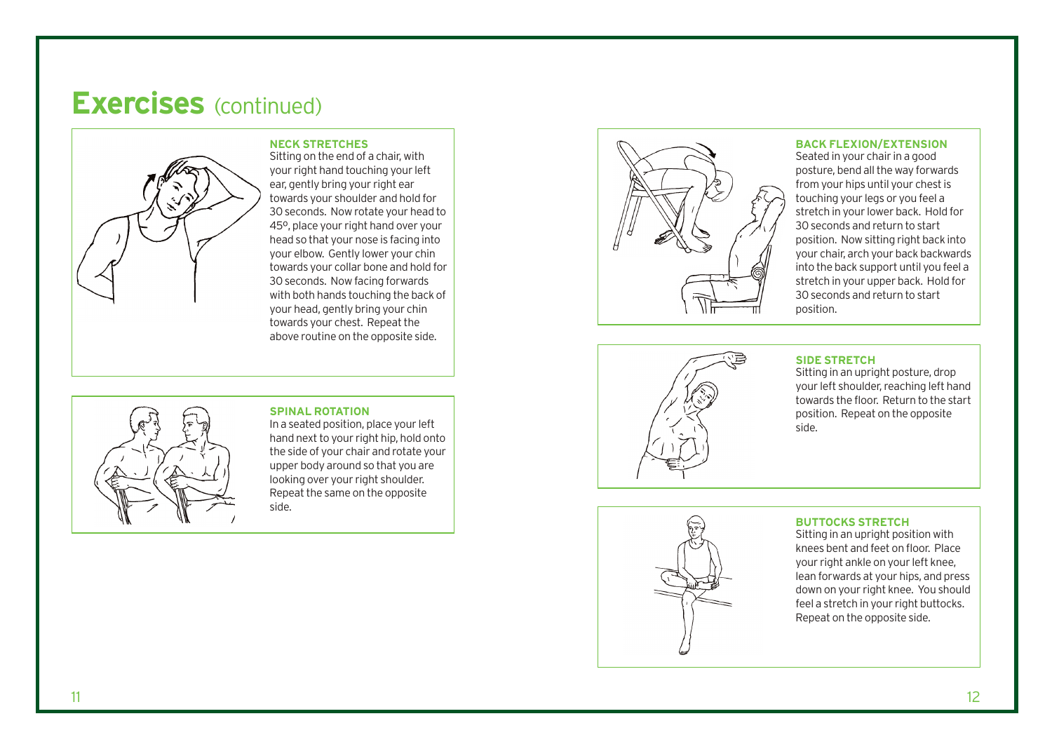# Exercises (continued)

### NECK STRETCHES

Sitting on the end of a chair, with your right hand touching your left ear, gently bring your right ear towards your shoulder and hold for 30 seconds. Now rotate your head to 45º, place your right hand over your head so that your nose is facing into your elbow. Gently lower your chin towards your collar bone and hold for 30 seconds. Now facing forwards with both hands touching the back of your head, gently bring your chin towards your chest. Repeat the above routine on the opposite side.

### SPINAL ROTATION

In a seated position, place your left hand next to your right hip, hold onto the side of your chair and rotate your upper body around so that you are looking over your right shoulder. Repeat the same on the opposite side.

### BACK FLEXION/EXTENSION

Seated in your chair in a good posture, bend all the way forwards from your hips until your chest is touching your legs or you feel a stretch in your lower back. Hold for 30 seconds and return to start position. Now sitting right back into your chair, arch your back backwards into the back support until you feel a stretch in your upper back. Hold for 30 seconds and return to start position.

### SIDE STRETCH

Sitting in an upright posture, drop your left shoulder, reaching left hand towards the floor. Return to the start position. Repeat on the opposite side.

### BUTTOCKS STRETCH

Sitting in an upright position with knees bent and feet on floor. Place your right ankle on your left knee, lean forwards at your hips, and press down on your right knee. You should feel a stretch in your right buttocks. Repeat on the opposite side.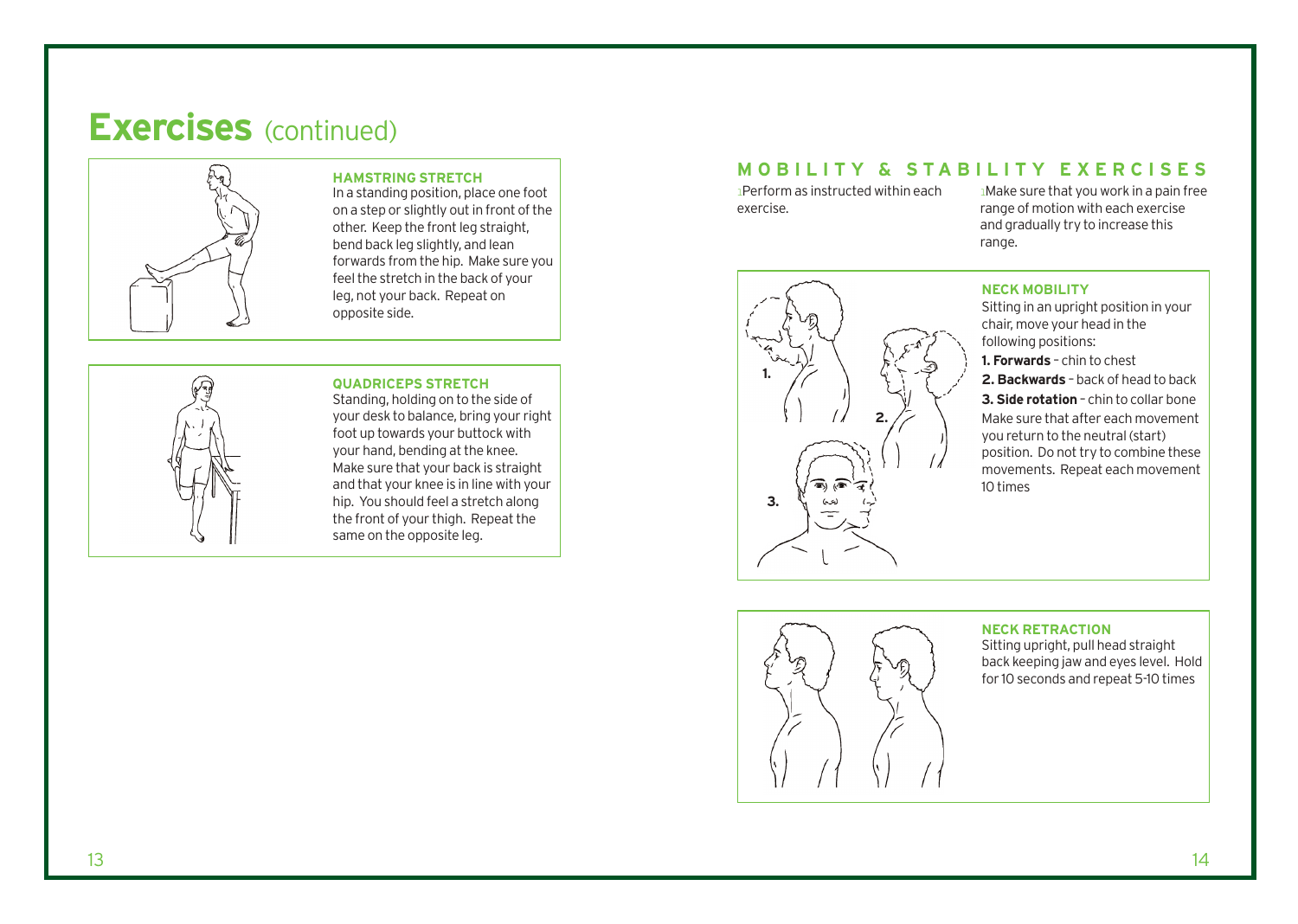# Exercises (continued)

### HAMSTRING STRETCH

In a standing position, place one foot on a step or slightly out in front of the other. Keep the front leg straight, bend back leg slightly, and lean forwards from the hip. Make sure you feel the stretch in the back of your leg, not your back. Repeat on opposite side.

### QUADRICEPS STRETCH

Standing, holding on to the side of your desk to balance, bring your right foot up towards your buttock with your hand, bending at the knee. Make sure that your back is straight and that your knee is in line with your hip. You should feel a stretch along the front of your thigh. Repeat the same on the opposite leg.

## MOBILITY & STABILITY EXERCISES

- Perform as instructed within each exercise.
- Make sure that you work in a pain free range of motion with each exercise and gradually try to increase this range.

### NECK MOBILITY

Sitting in an upright position in your chair, move your head in the following positions:

**1. Forwards** – chin to chest

**2. Backwards** – back of head to back

**3. Side rotation** – chin to collar bone

Make sure that after each movement you return to the neutral (start) position. Do not try to combine these movements. Repeat each movement 10 times

### NECK RETRACTION

Sitting upright, pull head straight back keeping jaw and eyes level. Hold for 10 seconds and repeat 5-10 times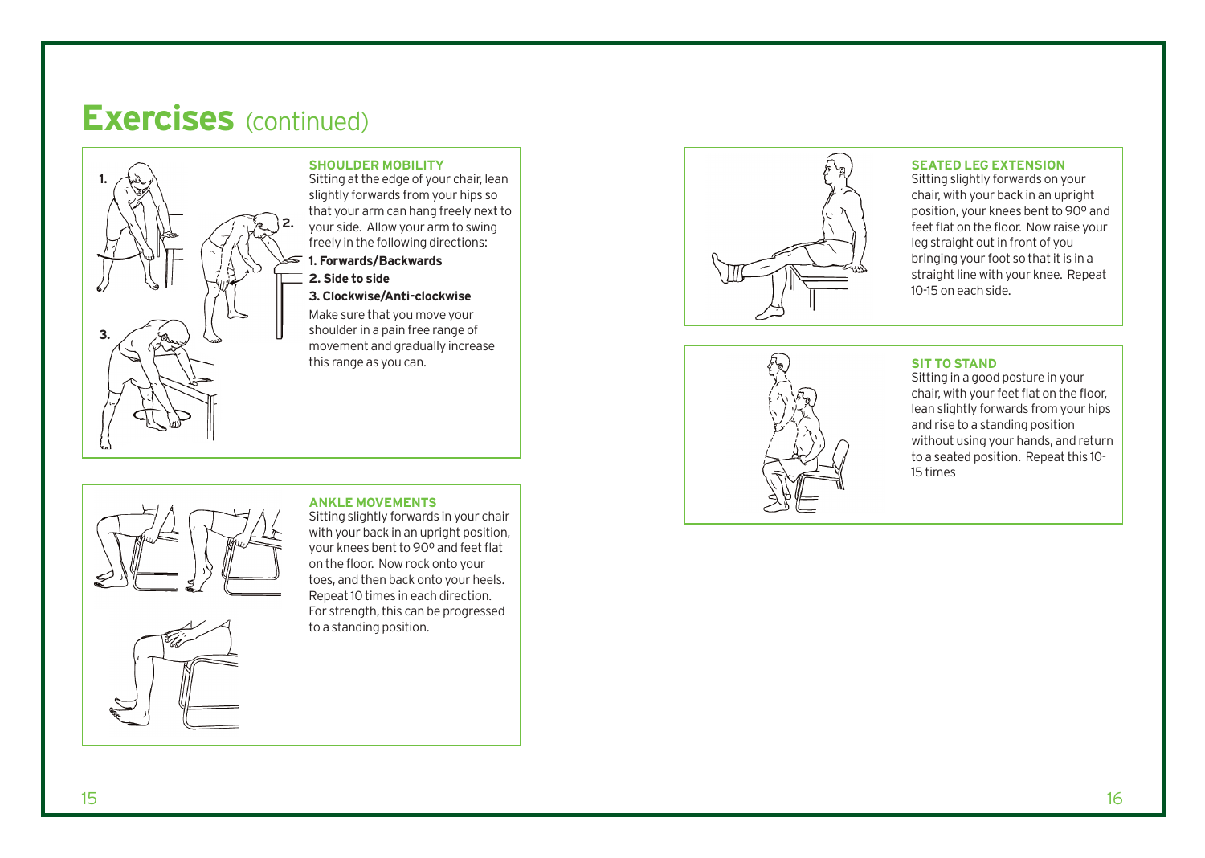# Exercises (continued)

### SHOULDER MOBILITY

Sitting at the edge of your chair, lean slightly forwards from your hips so that your arm can hang freely next to your side. Allow your arm to swing freely in the following directions:

**1. Forwards/Backwards**

**2. Side to side**

**3. Clockwise/Anti-clockwise**

Make sure that you move your shoulder in a pain free range of movement and gradually increase this range as you can.

### ANKLE MOVEMENTS

Sitting slightly forwards in your chair with your back in an upright position, your knees bent to 90º and feet flat on the floor. Now rock onto your toes, and then back onto your heels. Repeat 10 times in each direction. For strength, this can be progressed to a standing position.

### SEATED LEG EXTENSION

Sitting slightly forwards on your chair, with your back in an upright position, your knees bent to 90º and feet flat on the floor. Now raise your leg straight out in front of you bringing your foot so that it is in a straight line with your knee. Repeat 10-15 on each side.

### SIT TO STAND

Sitting in a good posture in your chair, with your feet flat on the floor, lean slightly forwards from your hips and rise to a standing position without using your hands, and return to a seated position. Repeat this 10-15 times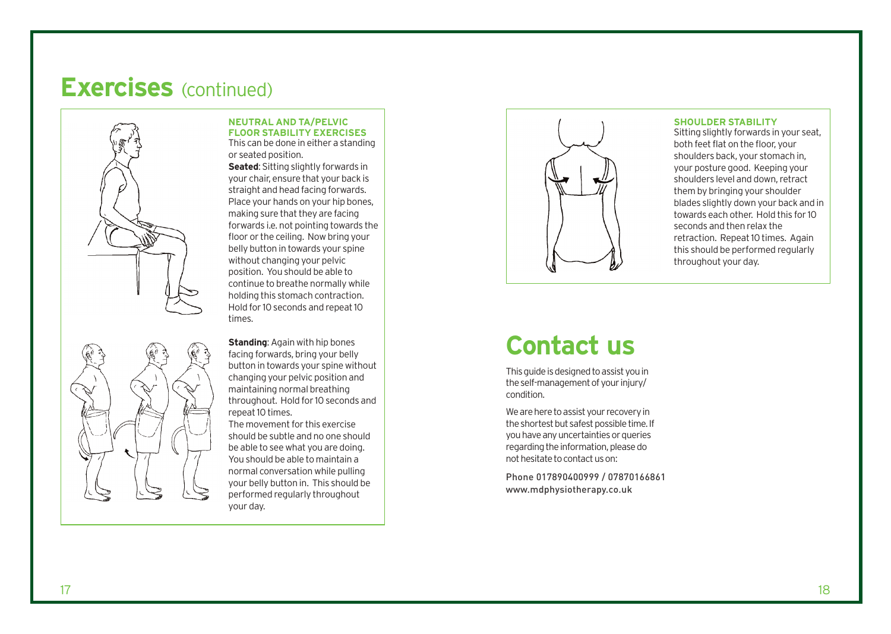# Exercises (continued)

### NEUTRAL AND TA/PELVIC FLOOR STABILITY EXERCISES

This can be done in either a standing or seated position.

**Seated**: Sitting slightly forwards in your chair, ensure that your back is straight and head facing forwards. Place your hands on your hip bones, making sure that they are facing forwards i.e. not pointing towards the floor or the ceiling. Now bring your belly button in towards your spine without changing your pelvic position. You should be able to continue to breathe normally while holding this stomach contraction. Hold for 10 seconds and repeat 10 times.

**Standing**: Again with hip bones facing forwards, bring your belly button in towards your spine without changing your pelvic position and maintaining normal breathing throughout. Hold for 10 seconds and repeat 10 times.

The movement for this exercise should be subtle and no one should be able to see what you are doing. You should be able to maintain a normal conversation while pulling your belly button in. This should be performed regularly throughout your day.

### SHOULDER STABILITY

Sitting slightly forwards in your seat, both feet flat on the floor, your shoulders back, your stomach in, your posture good. Keeping your shoulders level and down, retract them by bringing your shoulder blades slightly down your back and in towards each other. Hold this for 10 seconds and then relax the retraction. Repeat 10 times. Again this should be performed regularly throughout your day.

# Contact us

This guide is designed to assist you in the self-management of your injury/condition.

We are here to assist your recovery in the shortest but safest possible time. If you have any uncertainties or queries regarding the information, please do not hesitate to contact us on:

Phone 017890400999 / 07870166861
www.mdphysiotherapy.co.uk